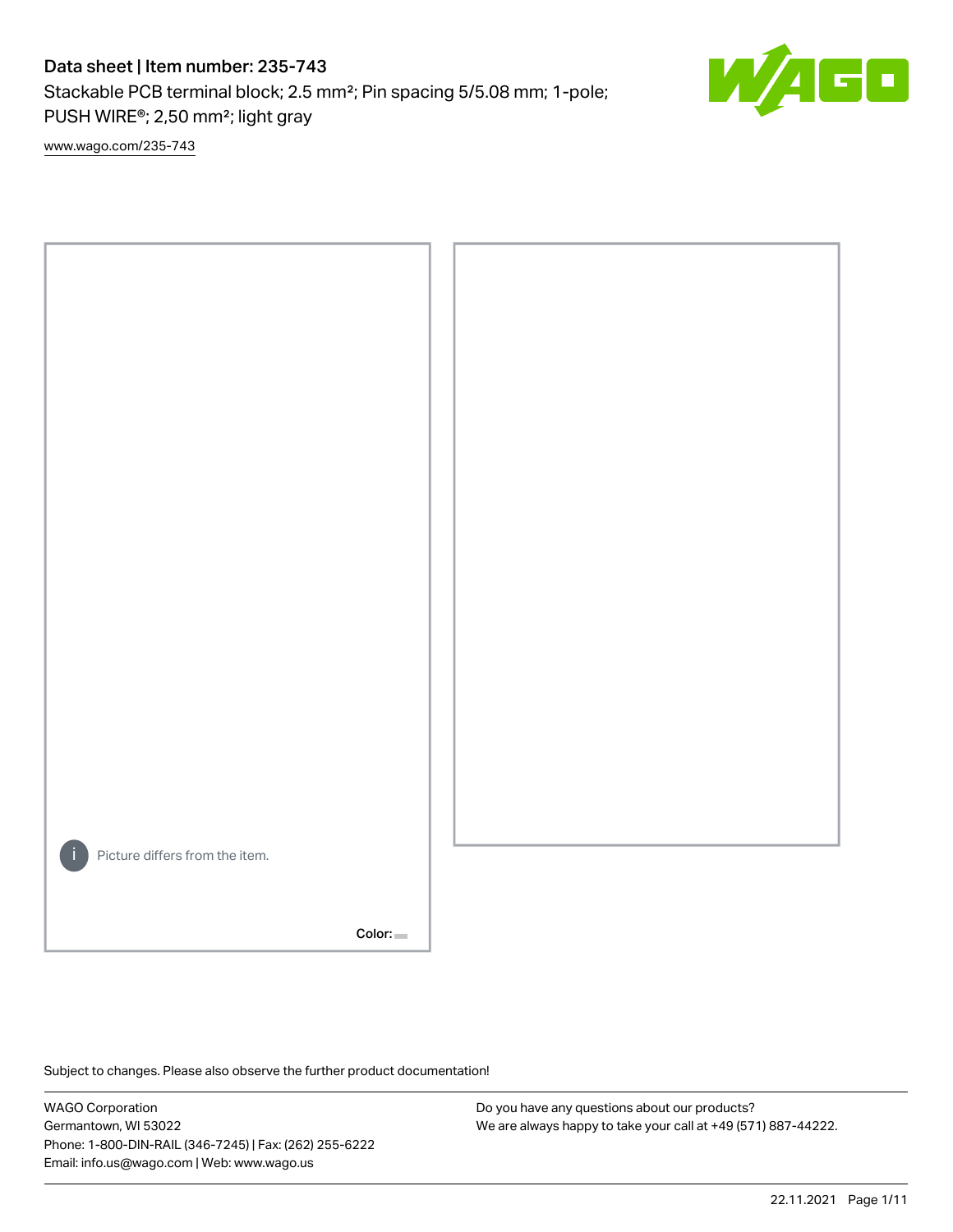# Data sheet | Item number: 235-743

Stackable PCB terminal block; 2.5 mm²; Pin spacing 5/5.08 mm; 1-pole; PUSH WIRE®; 2,50 mm²; light gray

www.wago.com/235-743

Picture differs from the item.

Color:

Subject to changes. Please also observe the further product documentation!

WAGO Corporation
Germantown, WI 53022
Phone: 1-800-DIN-RAIL (346-7245) | Fax: (262) 255-6222
Email: info.us@wago.com | Web: www.wago.us

Do you have any questions about our products?
We are always happy to take your call at +49 (571) 887-44222.

22.11.2021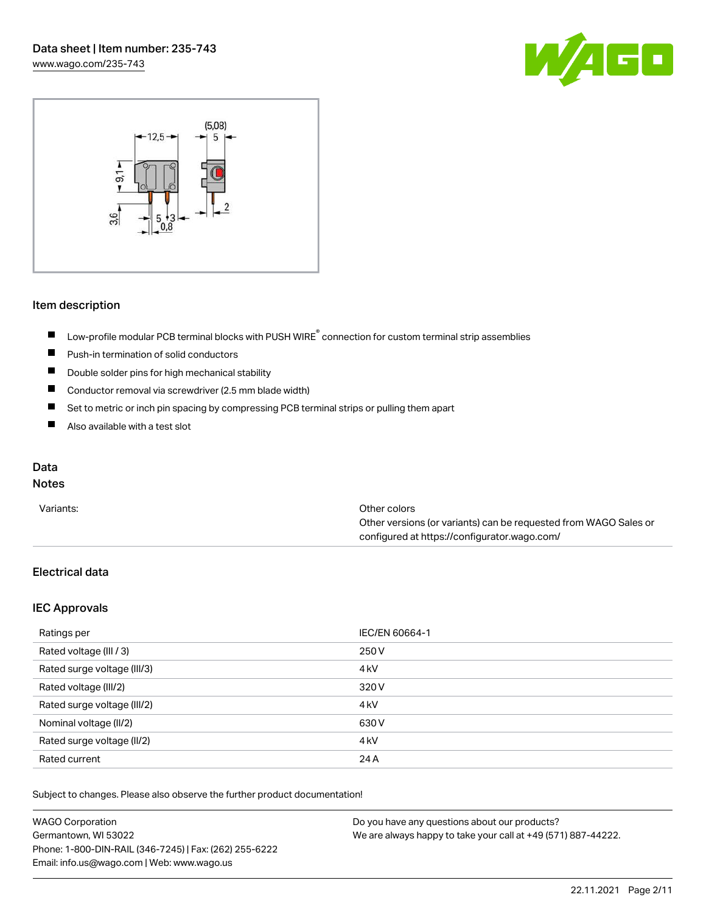## Item description

- Low-profile modular PCB terminal blocks with PUSH WIRE® connection for custom terminal strip assemblies
- Push-in termination of solid conductors
- Double solder pins for high mechanical stability
- Conductor removal via screwdriver (2.5 mm blade width)
- Set to metric or inch pin spacing by compressing PCB terminal strips or pulling them apart
- Also available with a test slot

## Data

### Notes

| | |
|---|---|
| Variants: | Other colors<br>Other versions (or variants) can be requested from WAGO Sales or configured at https://configurator.wago.com/ |

## Electrical data

### IEC Approvals

| | |
|---|---|
| Ratings per | IEC/EN 60664-1 |
| Rated voltage (III / 3) | 250 V |
| Rated surge voltage (III/3) | 4 kV |
| Rated voltage (III/2) | 320 V |
| Rated surge voltage (III/2) | 4 kV |
| Nominal voltage (II/2) | 630 V |
| Rated surge voltage (II/2) | 4 kV |
| Rated current | 24 A |

Subject to changes. Please also observe the further product documentation!

WAGO Corporation
Germantown, WI 53022
Phone: 1-800-DIN-RAIL (346-7245) | Fax: (262) 255-6222
Email: info.us@wago.com | Web: www.wago.us

Do you have any questions about our products?
We are always happy to take your call at +49 (571) 887-44222.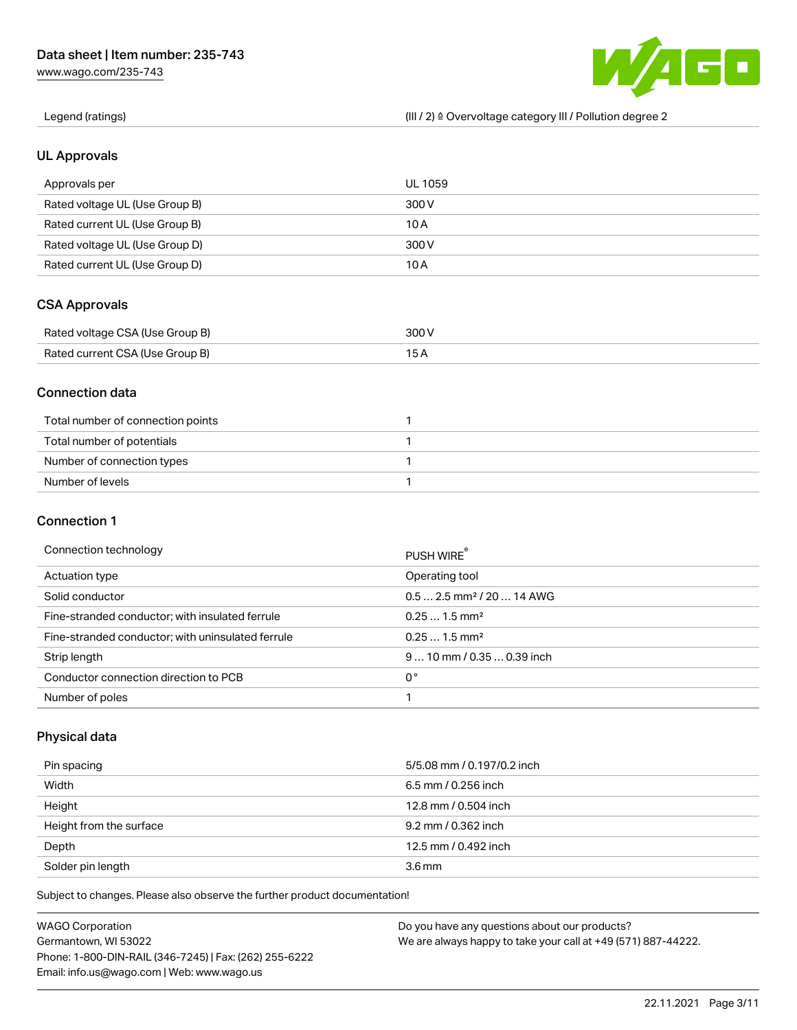| Legend (ratings) | (III / 2) ≙ Overvoltage category III / Pollution degree 2 |
| --- | --- |

## UL Approvals

| Approvals per | UL 1059 |
| --- | --- |
| Rated voltage UL (Use Group B) | 300 V |
| Rated current UL (Use Group B) | 10 A |
| Rated voltage UL (Use Group D) | 300 V |
| Rated current UL (Use Group D) | 10 A |

## CSA Approvals

| Rated voltage CSA (Use Group B) | 300 V |
| --- | --- |
| Rated current CSA (Use Group B) | 15 A |

## Connection data

| Total number of connection points | 1 |
| --- | --- |
| Total number of potentials | 1 |
| Number of connection types | 1 |
| Number of levels | 1 |

## Connection 1

| Connection technology | PUSH WIRE® |
| --- | --- |
| Actuation type | Operating tool |
| Solid conductor | 0.5 … 2.5 mm² / 20 … 14 AWG |
| Fine-stranded conductor; with insulated ferrule | 0.25 … 1.5 mm² |
| Fine-stranded conductor; with uninsulated ferrule | 0.25 … 1.5 mm² |
| Strip length | 9 … 10 mm / 0.35 … 0.39 inch |
| Conductor connection direction to PCB | 0 ° |
| Number of poles | 1 |

## Physical data

| Pin spacing | 5/5.08 mm / 0.197/0.2 inch |
| --- | --- |
| Width | 6.5 mm / 0.256 inch |
| Height | 12.8 mm / 0.504 inch |
| Height from the surface | 9.2 mm / 0.362 inch |
| Depth | 12.5 mm / 0.492 inch |
| Solder pin length | 3.6 mm |

Subject to changes. Please also observe the further product documentation!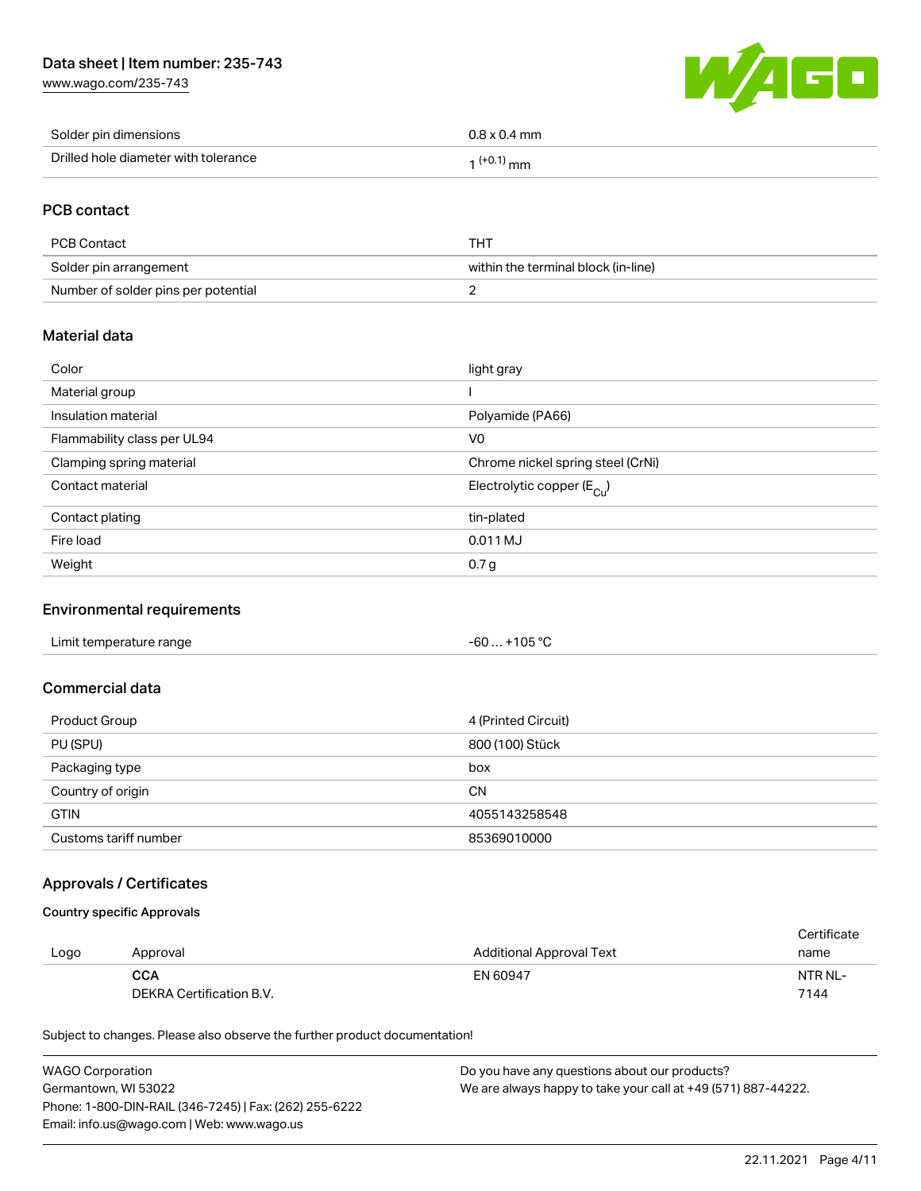| | |
|---|---|
| Solder pin dimensions | 0.8 x 0.4 mm |
| Drilled hole diameter with tolerance | $1^{(+0.1)}$ mm |

## PCB contact

| | |
|---|---|
| PCB Contact | THT |
| Solder pin arrangement | within the terminal block (in-line) |
| Number of solder pins per potential | 2 |

## Material data

| | |
|---|---|
| Color | light gray |
| Material group | I |
| Insulation material | Polyamide (PA66) |
| Flammability class per UL94 | V0 |
| Clamping spring material | Chrome nickel spring steel (CrNi) |
| Contact material | Electrolytic copper ($E_{Cu}$) |
| Contact plating | tin-plated |
| Fire load | 0.011 MJ |
| Weight | 0.7 g |

## Environmental requirements

| | |
|---|---|
| Limit temperature range | -60 … +105 °C |

## Commercial data

| | |
|---|---|
| Product Group | 4 (Printed Circuit) |
| PU (SPU) | 800 (100) Stück |
| Packaging type | box |
| Country of origin | CN |
| GTIN | 4055143258548 |
| Customs tariff number | 85369010000 |

## Approvals / Certificates

### Country specific Approvals

| Logo | Approval | Additional Approval Text | Certificate name |
|---|---|---|---|
| | **CCA**<br>DEKRA Certification B.V. | EN 60947 | NTR NL-7144 |

Subject to changes. Please also observe the further product documentation!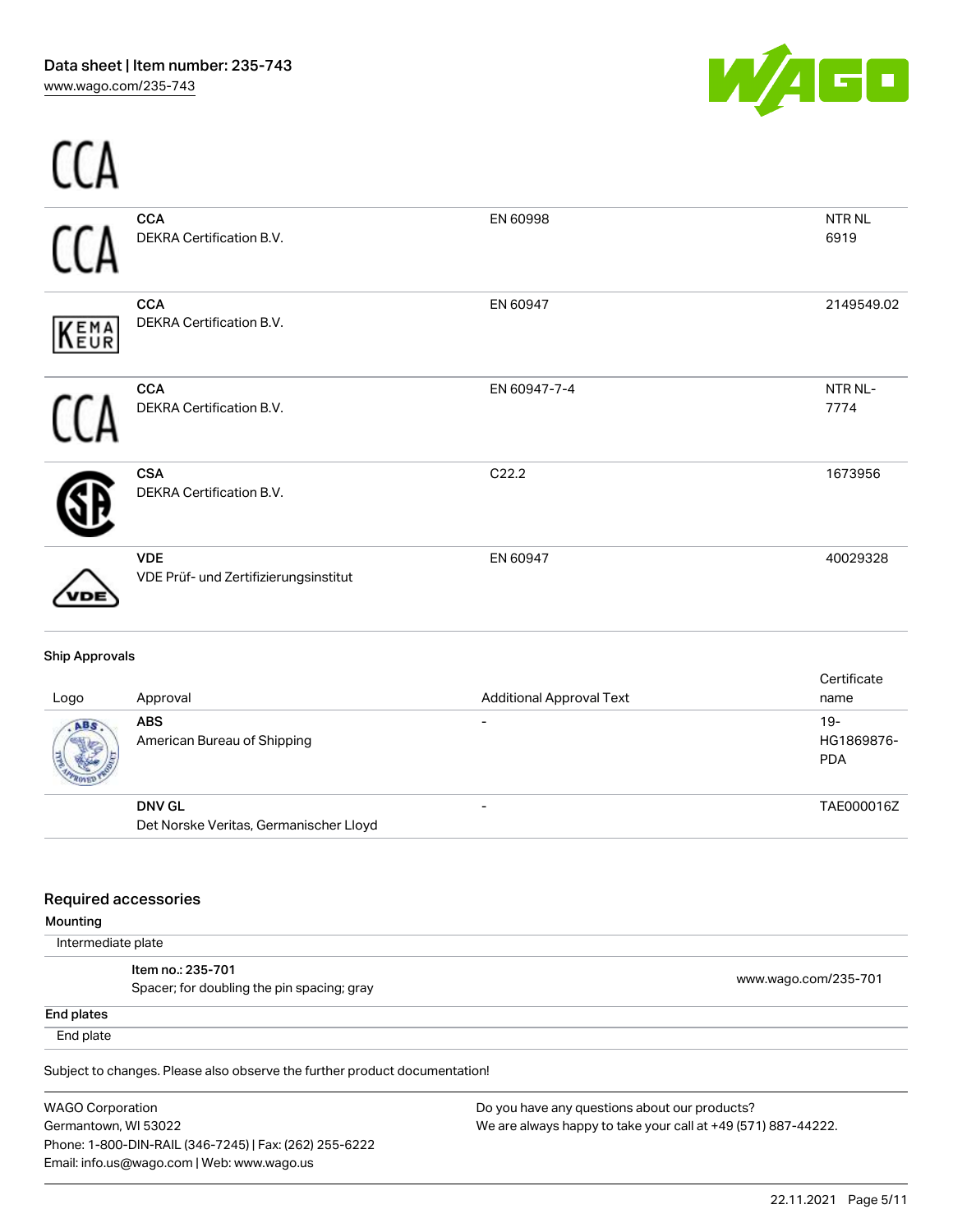| Logo | Approval | Additional Approval Text | Certificate name |
| --- | --- | --- | --- |
| CCA | **CCA**<br>DEKRA Certification B.V. | EN 60998 | NTR NL 6919 |
| KEMA EUR | **CCA**<br>DEKRA Certification B.V. | EN 60947 | 2149549.02 |
| CCA | **CCA**<br>DEKRA Certification B.V. | EN 60947-7-4 | NTR NL-7774 |
| CSA | **CSA**<br>DEKRA Certification B.V. | C22.2 | 1673956 |
| VDE | **VDE**<br>VDE Prüf- und Zertifizierungsinstitut | EN 60947 | 40029328 |

#### Ship Approvals

| Logo | Approval | Additional Approval Text | Certificate name |
| --- | --- | --- | --- |
| ABS | **ABS**<br>American Bureau of Shipping | - | 19-HG1869876-PDA |
| | **DNV GL**<br>Det Norske Veritas, Germanischer Lloyd | - | TAE000016Z |

## Required accessories

### Mounting

Intermediate plate

| | |
| --- | --- |
| **Item no.: 235-701**<br>Spacer; for doubling the pin spacing; gray | www.wago.com/235-701 |

### End plates

End plate

Subject to changes. Please also observe the further product documentation!

WAGO Corporation
Germantown, WI 53022
Phone: 1-800-DIN-RAIL (346-7245) | Fax: (262) 255-6222
Email: info.us@wago.com | Web: www.wago.us

Do you have any questions about our products?
We are always happy to take your call at +49 (571) 887-44222.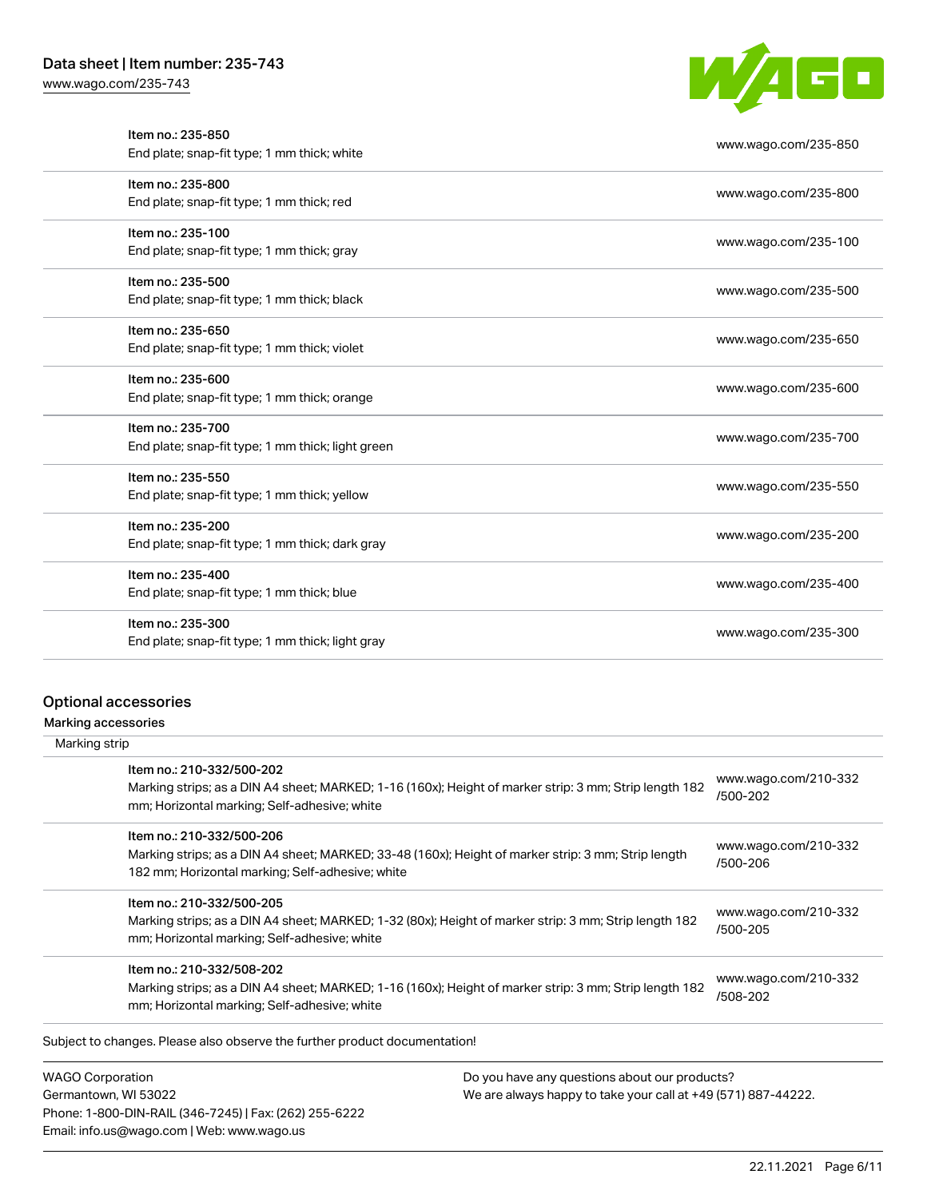| | |
|---|---|
| Item no.: 235-850<br>End plate; snap-fit type; 1 mm thick; white | www.wago.com/235-850 |
| Item no.: 235-800<br>End plate; snap-fit type; 1 mm thick; red | www.wago.com/235-800 |
| Item no.: 235-100<br>End plate; snap-fit type; 1 mm thick; gray | www.wago.com/235-100 |
| Item no.: 235-500<br>End plate; snap-fit type; 1 mm thick; black | www.wago.com/235-500 |
| Item no.: 235-650<br>End plate; snap-fit type; 1 mm thick; violet | www.wago.com/235-650 |
| Item no.: 235-600<br>End plate; snap-fit type; 1 mm thick; orange | www.wago.com/235-600 |
| Item no.: 235-700<br>End plate; snap-fit type; 1 mm thick; light green | www.wago.com/235-700 |
| Item no.: 235-550<br>End plate; snap-fit type; 1 mm thick; yellow | www.wago.com/235-550 |
| Item no.: 235-200<br>End plate; snap-fit type; 1 mm thick; dark gray | www.wago.com/235-200 |
| Item no.: 235-400<br>End plate; snap-fit type; 1 mm thick; blue | www.wago.com/235-400 |
| Item no.: 235-300<br>End plate; snap-fit type; 1 mm thick; light gray | www.wago.com/235-300 |

## Optional accessories

### Marking accessories

Marking strip

| | |
|---|---|
| Item no.: 210-332/500-202<br>Marking strips; as a DIN A4 sheet; MARKED; 1-16 (160x); Height of marker strip: 3 mm; Strip length 182 mm; Horizontal marking; Self-adhesive; white | www.wago.com/210-332/500-202 |
| Item no.: 210-332/500-206<br>Marking strips; as a DIN A4 sheet; MARKED; 33-48 (160x); Height of marker strip: 3 mm; Strip length 182 mm; Horizontal marking; Self-adhesive; white | www.wago.com/210-332/500-206 |
| Item no.: 210-332/500-205<br>Marking strips; as a DIN A4 sheet; MARKED; 1-32 (80x); Height of marker strip: 3 mm; Strip length 182 mm; Horizontal marking; Self-adhesive; white | www.wago.com/210-332/500-205 |
| Item no.: 210-332/508-202<br>Marking strips; as a DIN A4 sheet; MARKED; 1-16 (160x); Height of marker strip: 3 mm; Strip length 182 mm; Horizontal marking; Self-adhesive; white | www.wago.com/210-332/508-202 |

Subject to changes. Please also observe the further product documentation!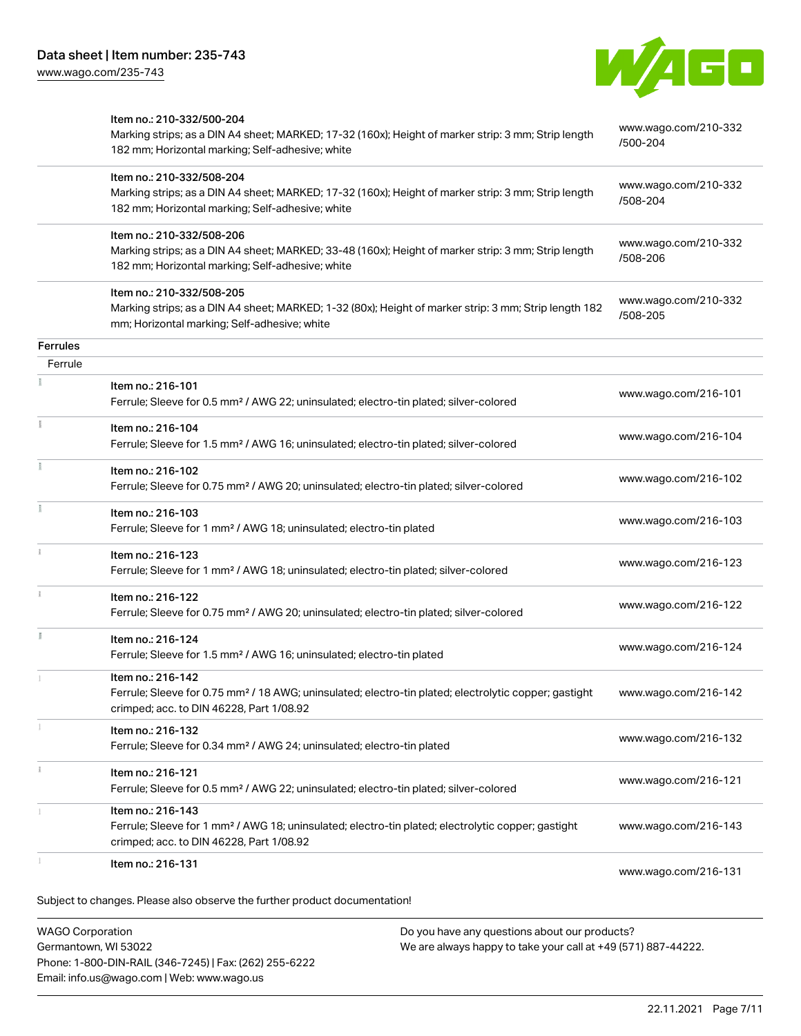| | | |
|---|---|---|
| | Item no.: 210-332/500-204<br>Marking strips; as a DIN A4 sheet; MARKED; 17-32 (160x); Height of marker strip: 3 mm; Strip length 182 mm; Horizontal marking; Self-adhesive; white | www.wago.com/210-332/500-204 |
| | Item no.: 210-332/508-204<br>Marking strips; as a DIN A4 sheet; MARKED; 17-32 (160x); Height of marker strip: 3 mm; Strip length 182 mm; Horizontal marking; Self-adhesive; white | www.wago.com/210-332/508-204 |
| | Item no.: 210-332/508-206<br>Marking strips; as a DIN A4 sheet; MARKED; 33-48 (160x); Height of marker strip: 3 mm; Strip length 182 mm; Horizontal marking; Self-adhesive; white | www.wago.com/210-332/508-206 |
| | Item no.: 210-332/508-205<br>Marking strips; as a DIN A4 sheet; MARKED; 1-32 (80x); Height of marker strip: 3 mm; Strip length 182 mm; Horizontal marking; Self-adhesive; white | www.wago.com/210-332/508-205 |

**Ferrules**

Ferrule

| | | |
|---|---|---|
| | Item no.: 216-101<br>Ferrule; Sleeve for 0.5 mm² / AWG 22; uninsulated; electro-tin plated; silver-colored | www.wago.com/216-101 |
| | Item no.: 216-104<br>Ferrule; Sleeve for 1.5 mm² / AWG 16; uninsulated; electro-tin plated; silver-colored | www.wago.com/216-104 |
| | Item no.: 216-102<br>Ferrule; Sleeve for 0.75 mm² / AWG 20; uninsulated; electro-tin plated; silver-colored | www.wago.com/216-102 |
| | Item no.: 216-103<br>Ferrule; Sleeve for 1 mm² / AWG 18; uninsulated; electro-tin plated | www.wago.com/216-103 |
| | Item no.: 216-123<br>Ferrule; Sleeve for 1 mm² / AWG 18; uninsulated; electro-tin plated; silver-colored | www.wago.com/216-123 |
| | Item no.: 216-122<br>Ferrule; Sleeve for 0.75 mm² / AWG 20; uninsulated; electro-tin plated; silver-colored | www.wago.com/216-122 |
| | Item no.: 216-124<br>Ferrule; Sleeve for 1.5 mm² / AWG 16; uninsulated; electro-tin plated | www.wago.com/216-124 |
| | Item no.: 216-142<br>Ferrule; Sleeve for 0.75 mm² / 18 AWG; uninsulated; electro-tin plated; electrolytic copper; gastight crimped; acc. to DIN 46228, Part 1/08.92 | www.wago.com/216-142 |
| | Item no.: 216-132<br>Ferrule; Sleeve for 0.34 mm² / AWG 24; uninsulated; electro-tin plated | www.wago.com/216-132 |
| | Item no.: 216-121<br>Ferrule; Sleeve for 0.5 mm² / AWG 22; uninsulated; electro-tin plated; silver-colored | www.wago.com/216-121 |
| | Item no.: 216-143<br>Ferrule; Sleeve for 1 mm² / AWG 18; uninsulated; electro-tin plated; electrolytic copper; gastight crimped; acc. to DIN 46228, Part 1/08.92 | www.wago.com/216-143 |
| | Item no.: 216-131 | www.wago.com/216-131 |

Subject to changes. Please also observe the further product documentation!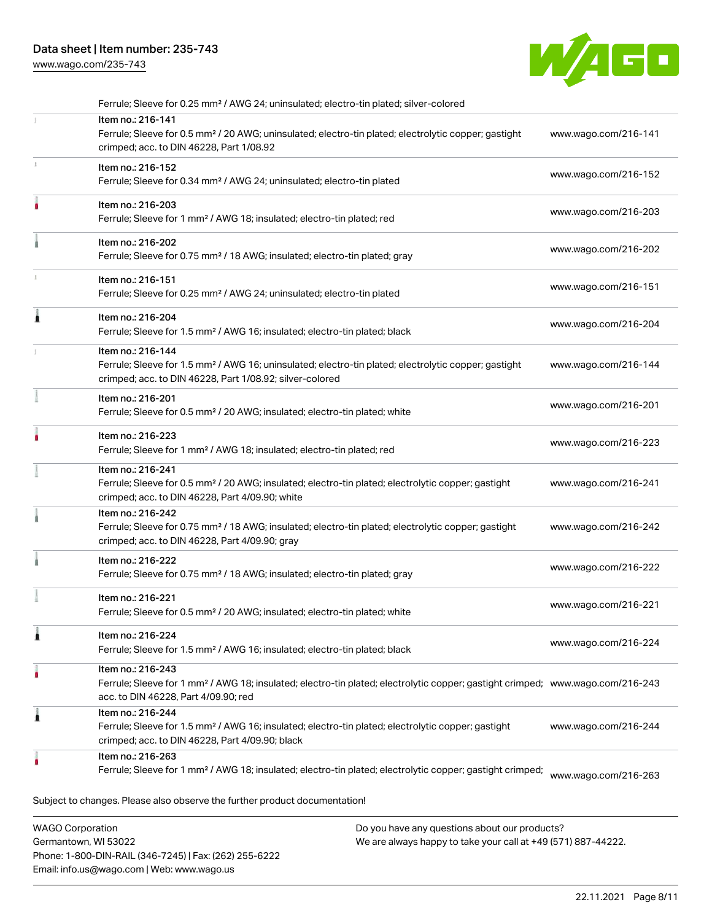| | | |
|---|---|---|
| | Ferrule; Sleeve for 0.25 mm² / AWG 24; uninsulated; electro-tin plated; silver-colored | |
| | Item no.: 216-141<br>Ferrule; Sleeve for 0.5 mm² / 20 AWG; uninsulated; electro-tin plated; electrolytic copper; gastight crimped; acc. to DIN 46228, Part 1/08.92 | www.wago.com/216-141 |
| | Item no.: 216-152<br>Ferrule; Sleeve for 0.34 mm² / AWG 24; uninsulated; electro-tin plated | www.wago.com/216-152 |
| | Item no.: 216-203<br>Ferrule; Sleeve for 1 mm² / AWG 18; insulated; electro-tin plated; red | www.wago.com/216-203 |
| | Item no.: 216-202<br>Ferrule; Sleeve for 0.75 mm² / 18 AWG; insulated; electro-tin plated; gray | www.wago.com/216-202 |
| | Item no.: 216-151<br>Ferrule; Sleeve for 0.25 mm² / AWG 24; uninsulated; electro-tin plated | www.wago.com/216-151 |
| | Item no.: 216-204<br>Ferrule; Sleeve for 1.5 mm² / AWG 16; insulated; electro-tin plated; black | www.wago.com/216-204 |
| | Item no.: 216-144<br>Ferrule; Sleeve for 1.5 mm² / AWG 16; uninsulated; electro-tin plated; electrolytic copper; gastight crimped; acc. to DIN 46228, Part 1/08.92; silver-colored | www.wago.com/216-144 |
| | Item no.: 216-201<br>Ferrule; Sleeve for 0.5 mm² / 20 AWG; insulated; electro-tin plated; white | www.wago.com/216-201 |
| | Item no.: 216-223<br>Ferrule; Sleeve for 1 mm² / AWG 18; insulated; electro-tin plated; red | www.wago.com/216-223 |
| | Item no.: 216-241<br>Ferrule; Sleeve for 0.5 mm² / 20 AWG; insulated; electro-tin plated; electrolytic copper; gastight crimped; acc. to DIN 46228, Part 4/09.90; white | www.wago.com/216-241 |
| | Item no.: 216-242<br>Ferrule; Sleeve for 0.75 mm² / 18 AWG; insulated; electro-tin plated; electrolytic copper; gastight crimped; acc. to DIN 46228, Part 4/09.90; gray | www.wago.com/216-242 |
| | Item no.: 216-222<br>Ferrule; Sleeve for 0.75 mm² / 18 AWG; insulated; electro-tin plated; gray | www.wago.com/216-222 |
| | Item no.: 216-221<br>Ferrule; Sleeve for 0.5 mm² / 20 AWG; insulated; electro-tin plated; white | www.wago.com/216-221 |
| | Item no.: 216-224<br>Ferrule; Sleeve for 1.5 mm² / AWG 16; insulated; electro-tin plated; black | www.wago.com/216-224 |
| | Item no.: 216-243<br>Ferrule; Sleeve for 1 mm² / AWG 18; insulated; electro-tin plated; electrolytic copper; gastight crimped; acc. to DIN 46228, Part 4/09.90; red | www.wago.com/216-243 |
| | Item no.: 216-244<br>Ferrule; Sleeve for 1.5 mm² / AWG 16; insulated; electro-tin plated; electrolytic copper; gastight crimped; acc. to DIN 46228, Part 4/09.90; black | www.wago.com/216-244 |
| | Item no.: 216-263<br>Ferrule; Sleeve for 1 mm² / AWG 18; insulated; electro-tin plated; electrolytic copper; gastight crimped; | www.wago.com/216-263 |

Subject to changes. Please also observe the further product documentation!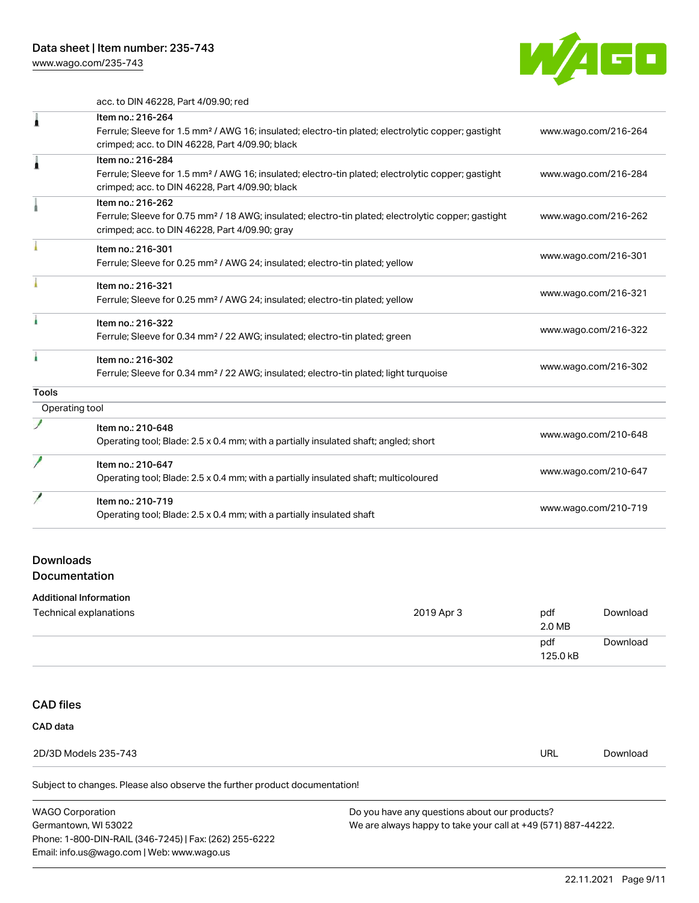acc. to DIN 46228, Part 4/09.90; red

| | | |
|---|---|---|
| | Item no.: 216-264<br>Ferrule; Sleeve for 1.5 mm² / AWG 16; insulated; electro-tin plated; electrolytic copper; gastight crimped; acc. to DIN 46228, Part 4/09.90; black | www.wago.com/216-264 |
| | Item no.: 216-284<br>Ferrule; Sleeve for 1.5 mm² / AWG 16; insulated; electro-tin plated; electrolytic copper; gastight crimped; acc. to DIN 46228, Part 4/09.90; black | www.wago.com/216-284 |
| | Item no.: 216-262<br>Ferrule; Sleeve for 0.75 mm² / 18 AWG; insulated; electro-tin plated; electrolytic copper; gastight crimped; acc. to DIN 46228, Part 4/09.90; gray | www.wago.com/216-262 |
| | Item no.: 216-301<br>Ferrule; Sleeve for 0.25 mm² / AWG 24; insulated; electro-tin plated; yellow | www.wago.com/216-301 |
| | Item no.: 216-321<br>Ferrule; Sleeve for 0.25 mm² / AWG 24; insulated; electro-tin plated; yellow | www.wago.com/216-321 |
| | Item no.: 216-322<br>Ferrule; Sleeve for 0.34 mm² / 22 AWG; insulated; electro-tin plated; green | www.wago.com/216-322 |
| | Item no.: 216-302<br>Ferrule; Sleeve for 0.34 mm² / 22 AWG; insulated; electro-tin plated; light turquoise | www.wago.com/216-302 |

**Tools**

Operating tool

| | | |
|---|---|---|
| | Item no.: 210-648<br>Operating tool; Blade: 2.5 x 0.4 mm; with a partially insulated shaft; angled; short | www.wago.com/210-648 |
| | Item no.: 210-647<br>Operating tool; Blade: 2.5 x 0.4 mm; with a partially insulated shaft; multicoloured | www.wago.com/210-647 |
| | Item no.: 210-719<br>Operating tool; Blade: 2.5 x 0.4 mm; with a partially insulated shaft | www.wago.com/210-719 |

## Downloads
## Documentation

**Additional Information**

| | | | |
|---|---|---|---|
| Technical explanations | 2019 Apr 3 | pdf<br>2.0 MB | Download |
| | | pdf<br>125.0 kB | Download |

## CAD files

**CAD data**

| | | |
|---|---|---|
| 2D/3D Models 235-743 | URL | Download |

Subject to changes. Please also observe the further product documentation!

WAGO Corporation
Germantown, WI 53022
Phone: 1-800-DIN-RAIL (346-7245) | Fax: (262) 255-6222
Email: info.us@wago.com | Web: www.wago.us

Do you have any questions about our products?
We are always happy to take your call at +49 (571) 887-44222.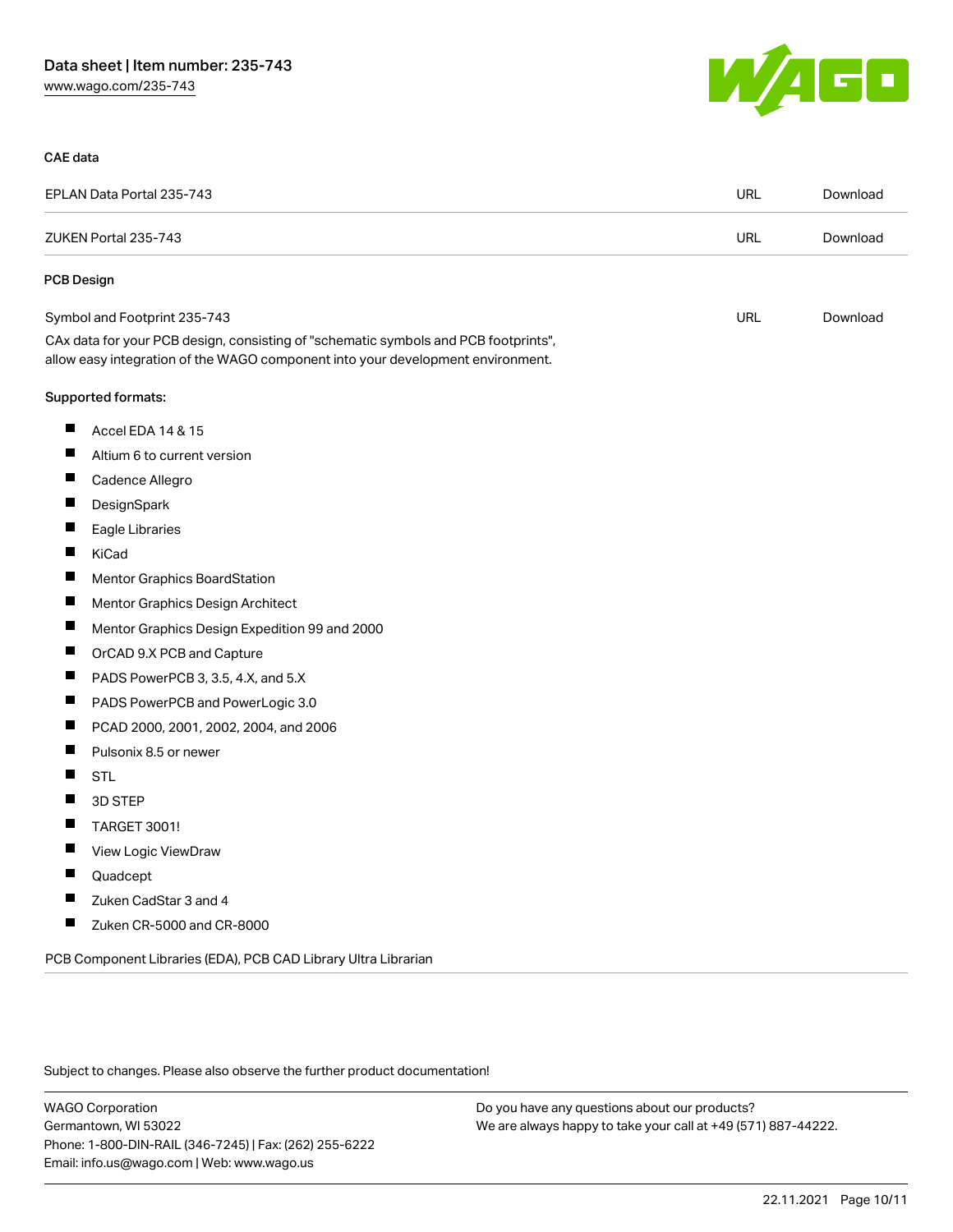## CAE data

| | | |
|---|---|---|
| EPLAN Data Portal 235-743 | URL | Download |
| ZUKEN Portal 235-743 | URL | Download |

## PCB Design

| | | |
|---|---|---|
| Symbol and Footprint 235-743 | URL | Download |

CAx data for your PCB design, consisting of "schematic symbols and PCB footprints", allow easy integration of the WAGO component into your development environment.

Supported formats:

- Accel EDA 14 & 15
- Altium 6 to current version
- Cadence Allegro
- DesignSpark
- Eagle Libraries
- KiCad
- Mentor Graphics BoardStation
- Mentor Graphics Design Architect
- Mentor Graphics Design Expedition 99 and 2000
- OrCAD 9.X PCB and Capture
- PADS PowerPCB 3, 3.5, 4.X, and 5.X
- PADS PowerPCB and PowerLogic 3.0
- PCAD 2000, 2001, 2002, 2004, and 2006
- Pulsonix 8.5 or newer
- STL
- 3D STEP
- TARGET 3001!
- View Logic ViewDraw
- Quadcept
- Zuken CadStar 3 and 4
- Zuken CR-5000 and CR-8000

PCB Component Libraries (EDA), PCB CAD Library Ultra Librarian

Subject to changes. Please also observe the further product documentation!

WAGO Corporation
Germantown, WI 53022
Phone: 1-800-DIN-RAIL (346-7245) | Fax: (262) 255-6222
Email: info.us@wago.com | Web: www.wago.us

Do you have any questions about our products?
We are always happy to take your call at +49 (571) 887-44222.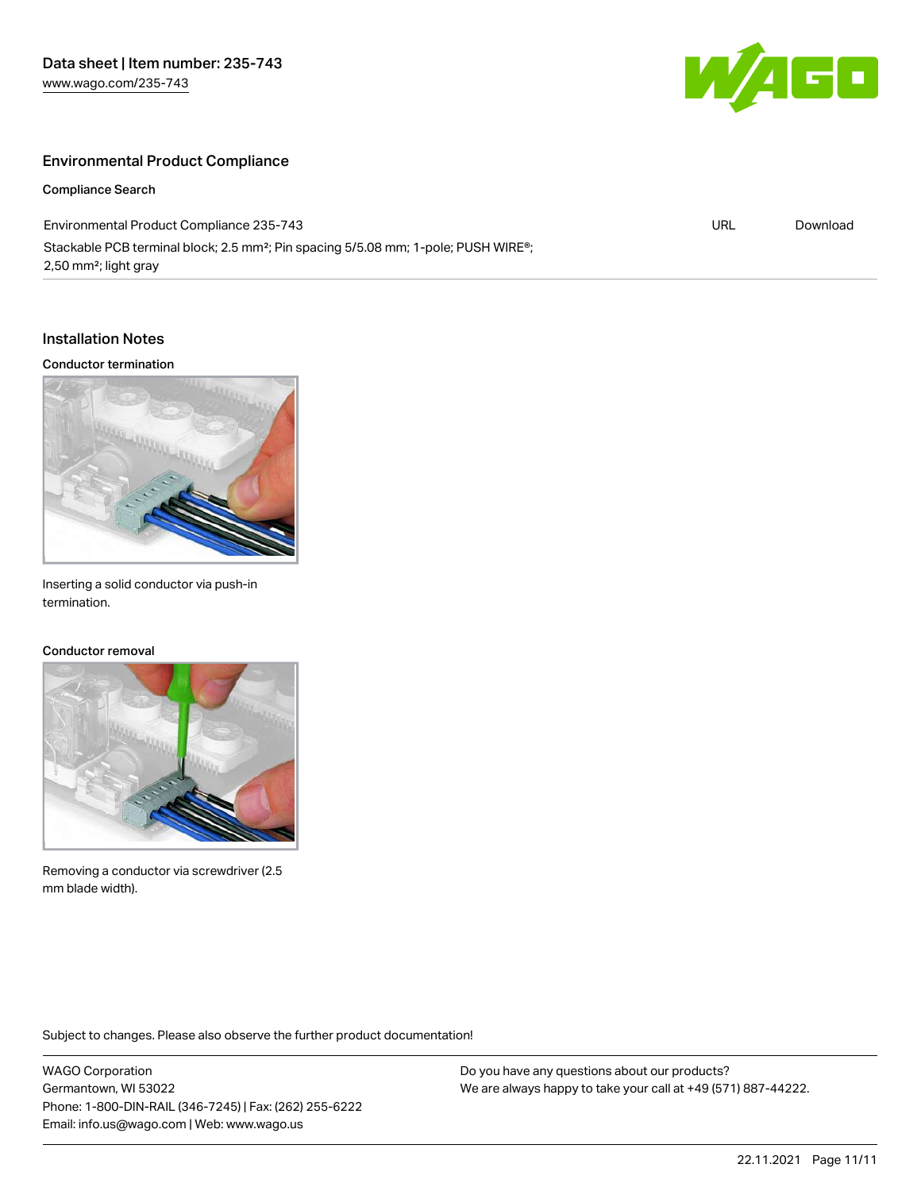## Environmental Product Compliance

### Compliance Search

| | | |
|---|---|---|
| Environmental Product Compliance 235-743<br>Stackable PCB terminal block; 2.5 mm²; Pin spacing 5/5.08 mm; 1-pole; PUSH WIRE®; 2,50 mm²; light gray | URL | Download |

## Installation Notes

### Conductor termination

Inserting a solid conductor via push-in termination.

### Conductor removal

Removing a conductor via screwdriver (2.5 mm blade width).

Subject to changes. Please also observe the further product documentation!

WAGO Corporation
Germantown, WI 53022
Phone: 1-800-DIN-RAIL (346-7245) | Fax: (262) 255-6222
Email: info.us@wago.com | Web: www.wago.us

Do you have any questions about our products?
We are always happy to take your call at +49 (571) 887-44222.